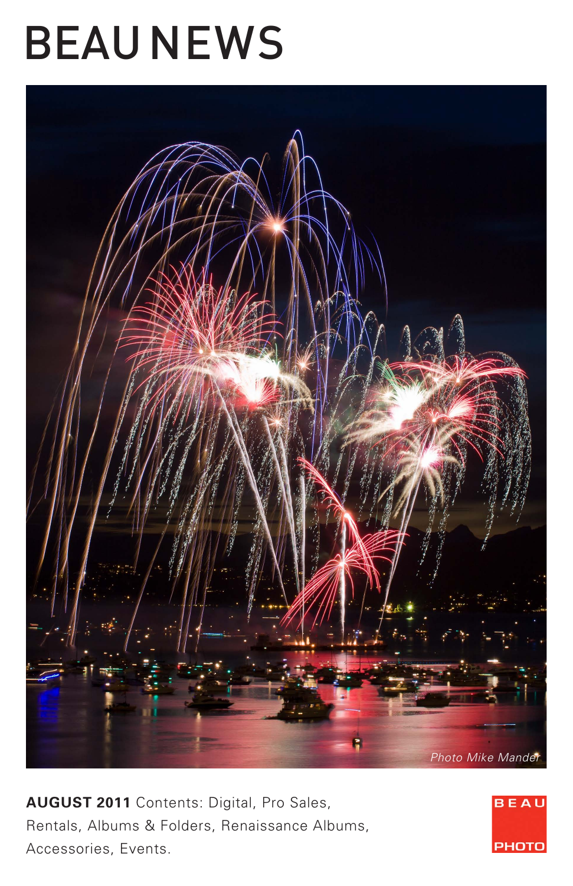# BEAU NEWS

*Photo Mike Mander*

**AUGUST 2011** Contents: Digital, Pro Sales, Rentals, Albums & Folders, Renaissance Albums, Accessories, Events.

BEAU PHOTO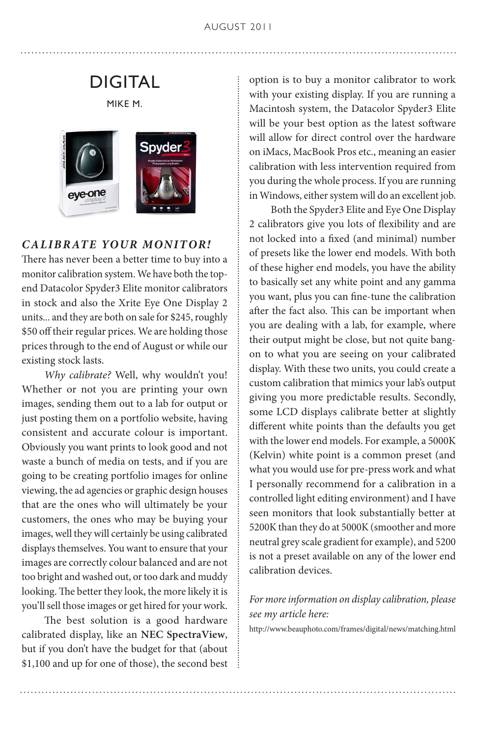# DIGITAL

MIKE M.

### *CALIBRATE YOUR MONITOR!*

There has never been a better time to buy into a monitor calibration system. We have both the top-end Datacolor Spyder3 Elite monitor calibrators in stock and also the Xrite Eye One Display 2 units... and they are both on sale for $245, roughly $50 off their regular prices. We are holding those prices through to the end of August or while our existing stock lasts.

*Why calibrate?* Well, why wouldn't you! Whether or not you are printing your own images, sending them out to a lab for output or just posting them on a portfolio website, having consistent and accurate colour is important. Obviously you want prints to look good and not waste a bunch of media on tests, and if you are going to be creating portfolio images for online viewing, the ad agencies or graphic design houses that are the ones who will ultimately be your customers, the ones who may be buying your images, well they will certainly be using calibrated displays themselves. You want to ensure that your images are correctly colour balanced and are not too bright and washed out, or too dark and muddy looking. The better they look, the more likely it is you'll sell those images or get hired for your work.

The best solution is a good hardware calibrated display, like an **NEC SpectraView**, but if you don't have the budget for that (about $1,100 and up for one of those), the second best option is to buy a monitor calibrator to work with your existing display. If you are running a Macintosh system, the Datacolor Spyder3 Elite will be your best option as the latest software will allow for direct control over the hardware on iMacs, MacBook Pros etc., meaning an easier calibration with less intervention required from you during the whole process. If you are running in Windows, either system will do an excellent job.

Both the Spyder3 Elite and Eye One Display 2 calibrators give you lots of flexibility and are not locked into a fixed (and minimal) number of presets like the lower end models. With both of these higher end models, you have the ability to basically set any white point and any gamma you want, plus you can fine-tune the calibration after the fact also. This can be important when you are dealing with a lab, for example, where their output might be close, but not quite bang-on to what you are seeing on your calibrated display. With these two units, you could create a custom calibration that mimics your lab's output giving you more predictable results. Secondly, some LCD displays calibrate better at slightly different white points than the defaults you get with the lower end models. For example, a 5000K (Kelvin) white point is a common preset (and what you would use for pre-press work and what I personally recommend for a calibration in a controlled light editing environment) and I have seen monitors that look substantially better at 5200K than they do at 5000K (smoother and more neutral grey scale gradient for example), and 5200 is not a preset available on any of the lower end calibration devices.

*For more information on display calibration, please see my article here:*

http://www.beauphoto.com/frames/digital/news/matching.html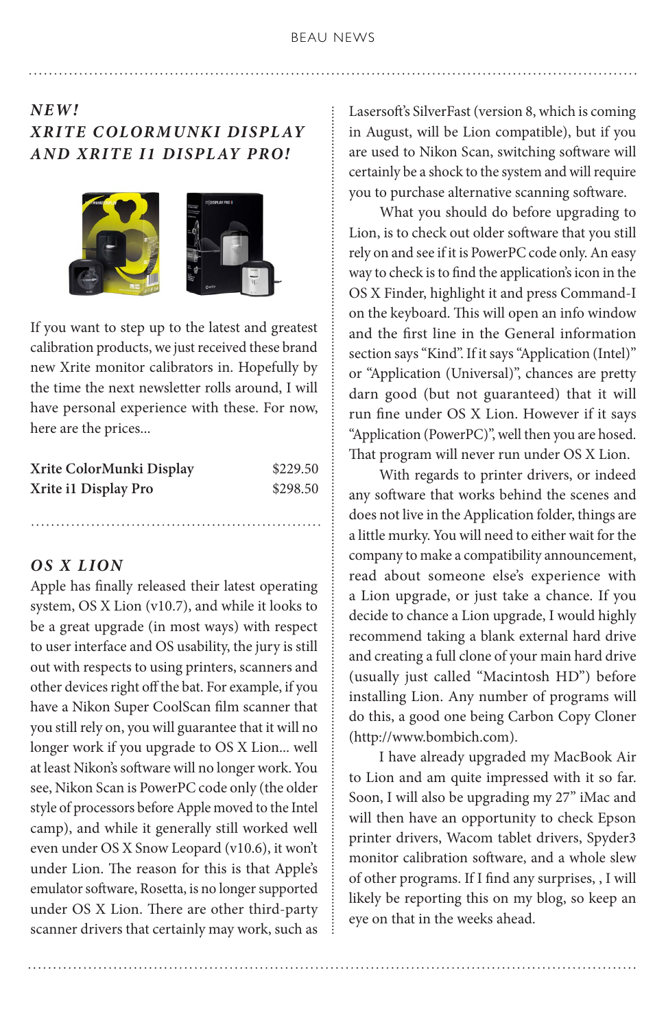## *NEW! XRITE COLORMUNKI DISPLAY AND XRITE I1 DISPLAY PRO!*

If you want to step up to the latest and greatest calibration products, we just received these brand new Xrite monitor calibrators in. Hopefully by the time the next newsletter rolls around, I will have personal experience with these. For now, here are the prices...

| | |
|---|---|
| **Xrite ColorMunki Display** | $229.50 |
| **Xrite i1 Display Pro** | $298.50 |

## *OS X LION*

Apple has finally released their latest operating system, OS X Lion (v10.7), and while it looks to be a great upgrade (in most ways) with respect to user interface and OS usability, the jury is still out with respects to using printers, scanners and other devices right off the bat. For example, if you have a Nikon Super CoolScan film scanner that you still rely on, you will guarantee that it will no longer work if you upgrade to OS X Lion... well at least Nikon's software will no longer work. You see, Nikon Scan is PowerPC code only (the older style of processors before Apple moved to the Intel camp), and while it generally still worked well even under OS X Snow Leopard (v10.6), it won't under Lion. The reason for this is that Apple's emulator software, Rosetta, is no longer supported under OS X Lion. There are other third-party scanner drivers that certainly may work, such as Lasersoft's SilverFast (version 8, which is coming in August, will be Lion compatible), but if you are used to Nikon Scan, switching software will certainly be a shock to the system and will require you to purchase alternative scanning software.

What you should do before upgrading to Lion, is to check out older software that you still rely on and see if it is PowerPC code only. An easy way to check is to find the application's icon in the OS X Finder, highlight it and press Command-I on the keyboard. This will open an info window and the first line in the General information section says "Kind". If it says "Application (Intel)" or "Application (Universal)", chances are pretty darn good (but not guaranteed) that it will run fine under OS X Lion. However if it says "Application (PowerPC)", well then you are hosed. That program will never run under OS X Lion.

With regards to printer drivers, or indeed any software that works behind the scenes and does not live in the Application folder, things are a little murky. You will need to either wait for the company to make a compatibility announcement, read about someone else's experience with a Lion upgrade, or just take a chance. If you decide to chance a Lion upgrade, I would highly recommend taking a blank external hard drive and creating a full clone of your main hard drive (usually just called "Macintosh HD") before installing Lion. Any number of programs will do this, a good one being Carbon Copy Cloner (http://www.bombich.com).

I have already upgraded my MacBook Air to Lion and am quite impressed with it so far. Soon, I will also be upgrading my 27" iMac and will then have an opportunity to check Epson printer drivers, Wacom tablet drivers, Spyder3 monitor calibration software, and a whole slew of other programs. If I find any surprises, , I will likely be reporting this on my blog, so keep an eye on that in the weeks ahead.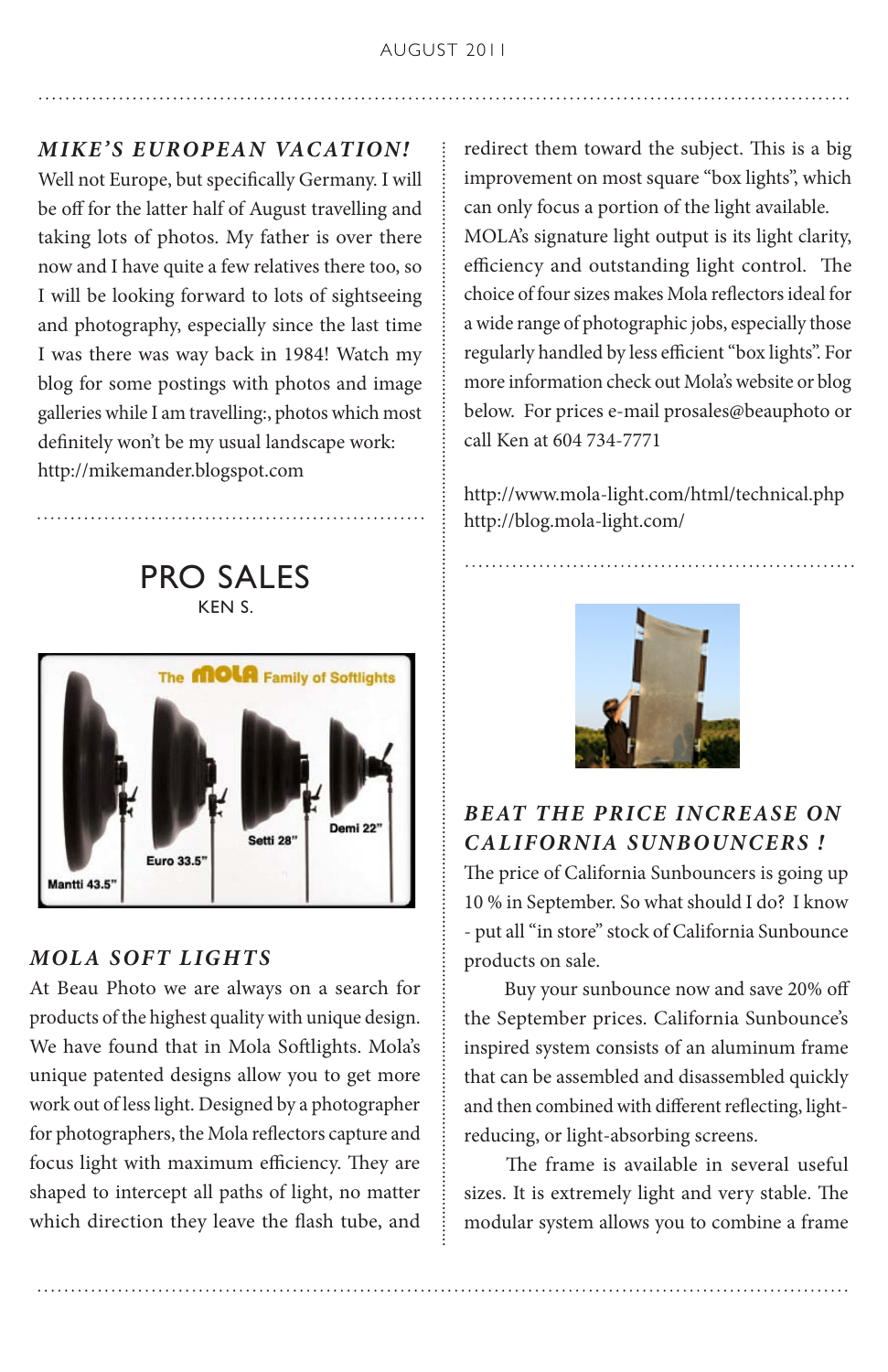### *MIKE'S EUROPEAN VACATION!*

Well not Europe, but specifically Germany. I will be off for the latter half of August travelling and taking lots of photos. My father is over there now and I have quite a few relatives there too, so I will be looking forward to lots of sightseeing and photography, especially since the last time I was there was way back in 1984! Watch my blog for some postings with photos and image galleries while I am travelling:, photos which most definitely won't be my usual landscape work: http://mikemander.blogspot.com

## PRO SALES

KEN S.

### *MOLA SOFT LIGHTS*

At Beau Photo we are always on a search for products of the highest quality with unique design. We have found that in Mola Softlights. Mola's unique patented designs allow you to get more work out of less light. Designed by a photographer for photographers, the Mola reflectors capture and focus light with maximum efficiency. They are shaped to intercept all paths of light, no matter which direction they leave the flash tube, and redirect them toward the subject. This is a big improvement on most square "box lights", which can only focus a portion of the light available. MOLA's signature light output is its light clarity, efficiency and outstanding light control. The choice of four sizes makes Mola reflectors ideal for a wide range of photographic jobs, especially those regularly handled by less efficient "box lights". For more information check out Mola's website or blog below. For prices e-mail prosales@beauphoto or call Ken at 604 734-7771

http://www.mola-light.com/html/technical.php
http://blog.mola-light.com/

### *BEAT THE PRICE INCREASE ON CALIFORNIA SUNBOUNCERS !*

The price of California Sunbouncers is going up 10 % in September. So what should I do? I know - put all "in store" stock of California Sunbounce products on sale.

Buy your sunbounce now and save 20% off the September prices. California Sunbounce's inspired system consists of an aluminum frame that can be assembled and disassembled quickly and then combined with different reflecting, light-reducing, or light-absorbing screens.

The frame is available in several useful sizes. It is extremely light and very stable. The modular system allows you to combine a frame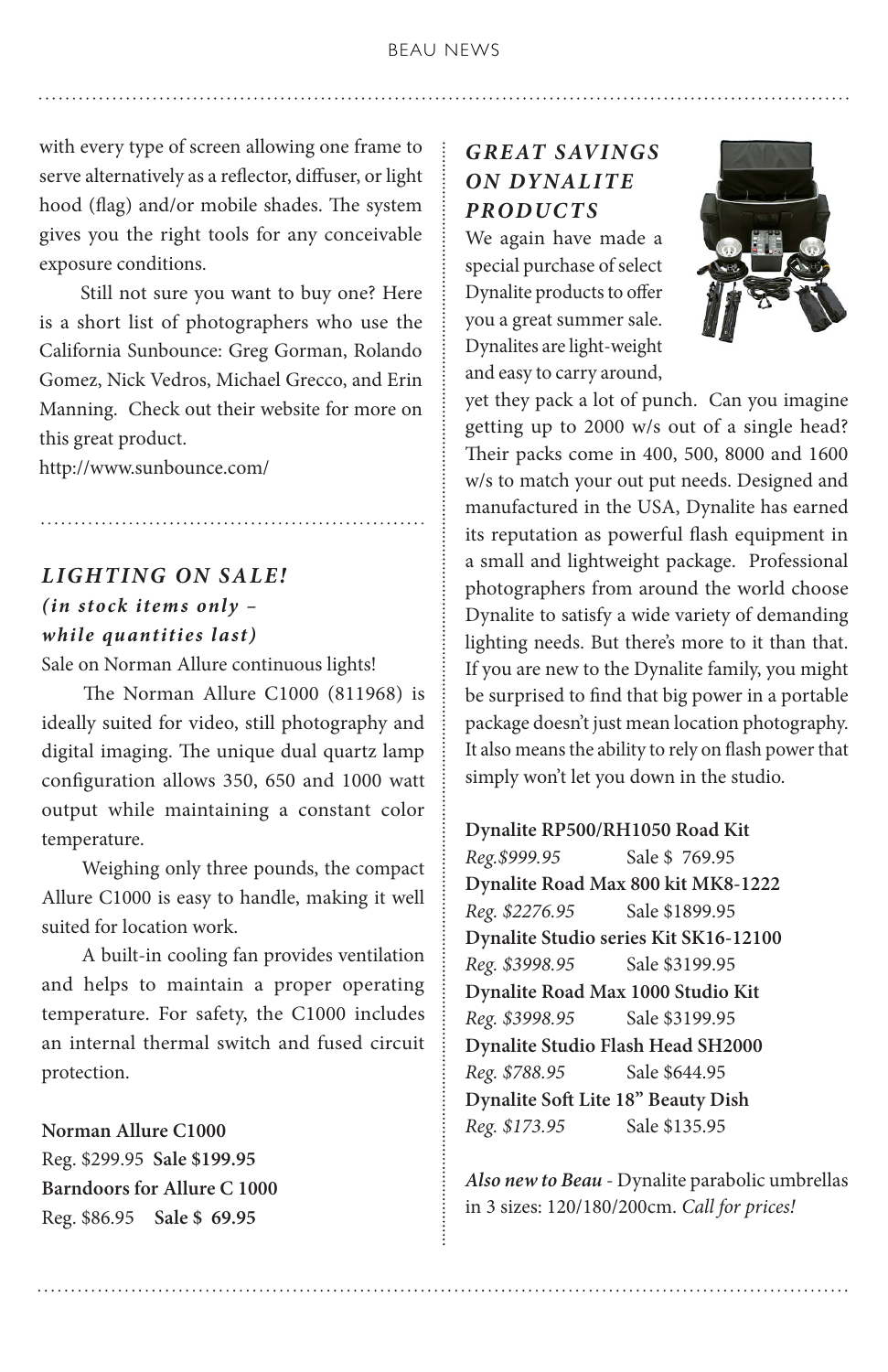with every type of screen allowing one frame to serve alternatively as a reflector, diffuser, or light hood (flag) and/or mobile shades. The system gives you the right tools for any conceivable exposure conditions.

Still not sure you want to buy one? Here is a short list of photographers who use the California Sunbounce: Greg Gorman, Rolando Gomez, Nick Vedros, Michael Grecco, and Erin Manning. Check out their website for more on this great product.

http://www.sunbounce.com/

## *LIGHTING ON SALE!*

### *(in stock items only – while quantities last)*

Sale on Norman Allure continuous lights!

The Norman Allure C1000 (811968) is ideally suited for video, still photography and digital imaging. The unique dual quartz lamp configuration allows 350, 650 and 1000 watt output while maintaining a constant color temperature.

Weighing only three pounds, the compact Allure C1000 is easy to handle, making it well suited for location work.

A built-in cooling fan provides ventilation and helps to maintain a proper operating temperature. For safety, the C1000 includes an internal thermal switch and fused circuit protection.

**Norman Allure C1000**
Reg. $299.95 **Sale $199.95**
**Barndoors for Allure C 1000**
Reg. $86.95 **Sale $ 69.95**

## *GREAT SAVINGS ON DYNALITE PRODUCTS*

We again have made a special purchase of select Dynalite products to offer you a great summer sale. Dynalites are light-weight and easy to carry around, yet they pack a lot of punch. Can you imagine getting up to 2000 w/s out of a single head? Their packs come in 400, 500, 8000 and 1600 w/s to match your out put needs. Designed and manufactured in the USA, Dynalite has earned its reputation as powerful flash equipment in a small and lightweight package. Professional photographers from around the world choose Dynalite to satisfy a wide variety of demanding lighting needs. But there's more to it than that. If you are new to the Dynalite family, you might be surprised to find that big power in a portable package doesn't just mean location photography. It also means the ability to rely on flash power that simply won't let you down in the studio.

**Dynalite RP500/RH1050 Road Kit**
*Reg.$999.95* Sale $ 769.95
**Dynalite Road Max 800 kit MK8-1222**
*Reg. $2276.95* Sale $1899.95
**Dynalite Studio series Kit SK16-12100**
*Reg. $3998.95* Sale $3199.95
**Dynalite Road Max 1000 Studio Kit**
*Reg. $3998.95* Sale $3199.95
**Dynalite Studio Flash Head SH2000**
*Reg. $788.95* Sale $644.95
**Dynalite Soft Lite 18" Beauty Dish**
*Reg. $173.95* Sale $135.95

***Also new to Beau*** - Dynalite parabolic umbrellas in 3 sizes: 120/180/200cm. *Call for prices!*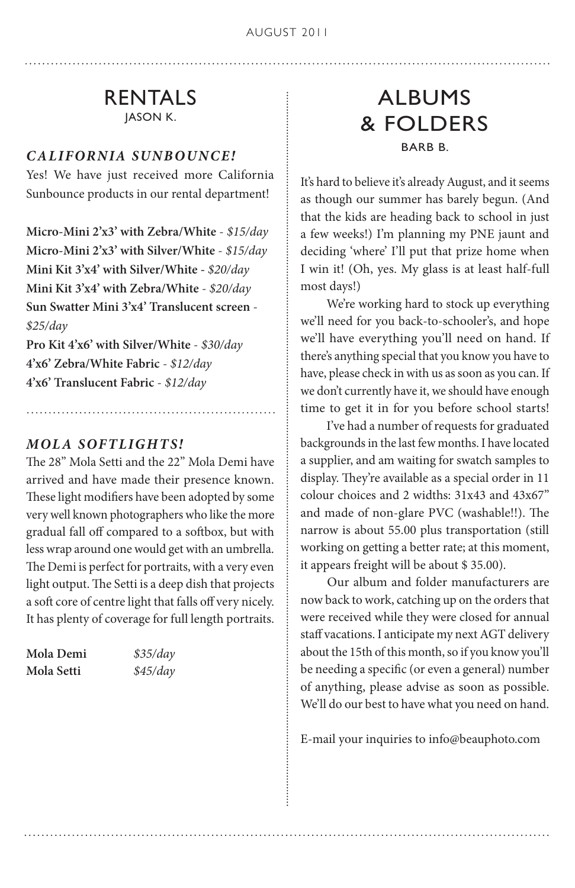# RENTALS

JASON K.

### *CALIFORNIA SUNBOUNCE!*

Yes! We have just received more California Sunbounce products in our rental department!

**Micro-Mini 2'x3' with Zebra/White** - *$15/day*
**Micro-Mini 2'x3' with Silver/White** - *$15/day*
**Mini Kit 3'x4' with Silver/White** - *$20/day*
**Mini Kit 3'x4' with Zebra/White** - *$20/day*
**Sun Swatter Mini 3'x4' Translucent screen** - *$25/day*
**Pro Kit 4'x6' with Silver/White** - *$30/day*
**4'x6' Zebra/White Fabric** - *$12/day*
**4'x6' Translucent Fabric** - *$12/day*

### *MOLA SOFTLIGHTS!*

The 28" Mola Setti and the 22" Mola Demi have arrived and have made their presence known. These light modifiers have been adopted by some very well known photographers who like the more gradual fall off compared to a softbox, but with less wrap around one would get with an umbrella. The Demi is perfect for portraits, with a very even light output. The Setti is a deep dish that projects a soft core of centre light that falls off very nicely. It has plenty of coverage for full length portraits.

**Mola Demi** *$35/day*
**Mola Setti** *$45/day*

# ALBUMS & FOLDERS

BARB B.

It's hard to believe it's already August, and it seems as though our summer has barely begun. (And that the kids are heading back to school in just a few weeks!) I'm planning my PNE jaunt and deciding 'where' I'll put that prize home when I win it! (Oh, yes. My glass is at least half-full most days!)

We're working hard to stock up everything we'll need for you back-to-schooler's, and hope we'll have everything you'll need on hand. If there's anything special that you know you have to have, please check in with us as soon as you can. If we don't currently have it, we should have enough time to get it in for you before school starts!

I've had a number of requests for graduated backgrounds in the last few months. I have located a supplier, and am waiting for swatch samples to display. They're available as a special order in 11 colour choices and 2 widths: 31x43 and 43x67" and made of non-glare PVC (washable!!). The narrow is about 55.00 plus transportation (still working on getting a better rate; at this moment, it appears freight will be about $ 35.00).

Our album and folder manufacturers are now back to work, catching up on the orders that were received while they were closed for annual staff vacations. I anticipate my next AGT delivery about the 15th of this month, so if you know you'll be needing a specific (or even a general) number of anything, please advise as soon as possible. We'll do our best to have what you need on hand.

E-mail your inquiries to info@beauphoto.com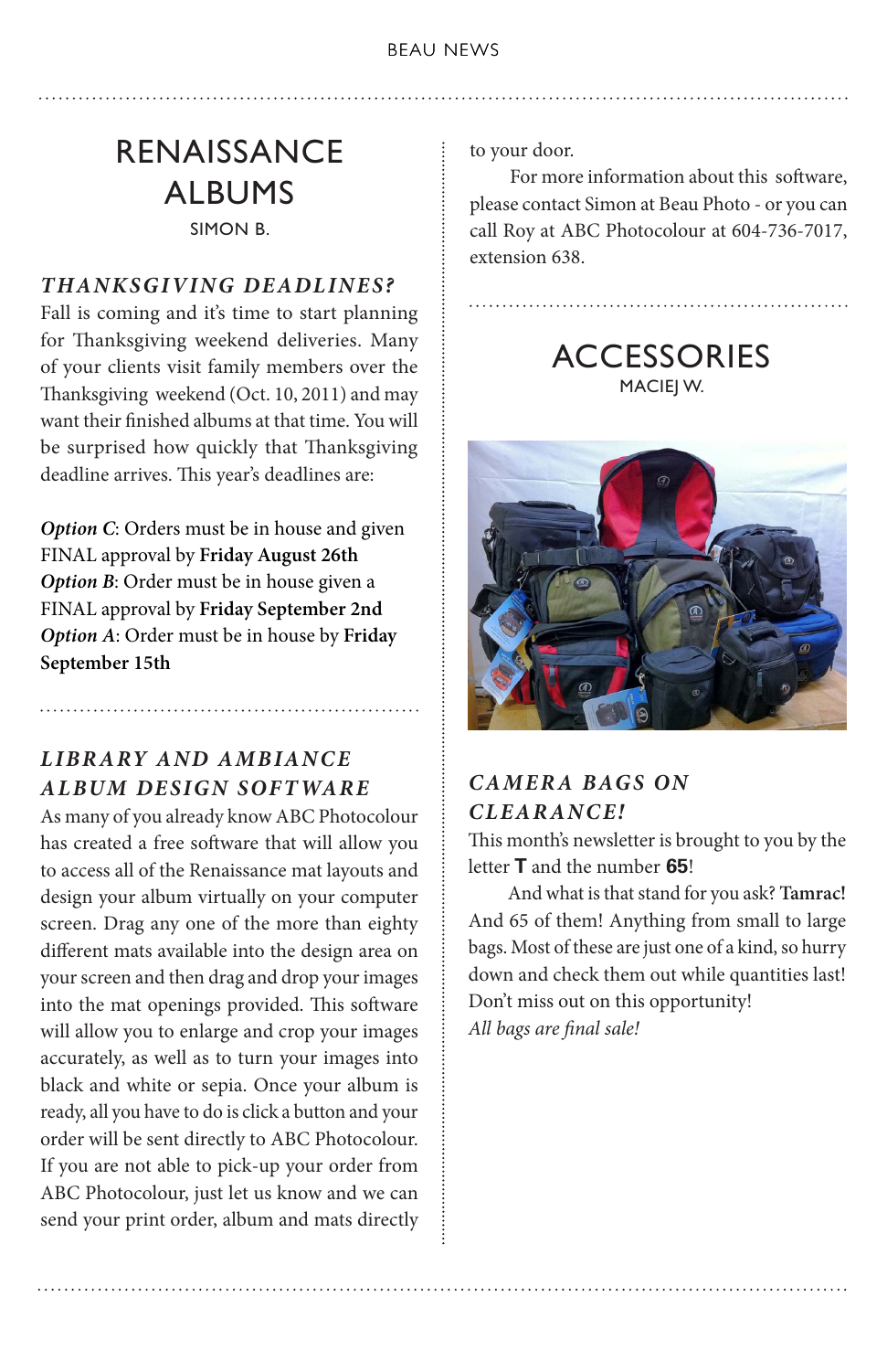# RENAISSANCE ALBUMS

SIMON B.

### *THANKSGIVING DEADLINES?*

Fall is coming and it's time to start planning for Thanksgiving weekend deliveries. Many of your clients visit family members over the Thanksgiving weekend (Oct. 10, 2011) and may want their finished albums at that time. You will be surprised how quickly that Thanksgiving deadline arrives. This year's deadlines are:

***Option C***: Orders must be in house and given FINAL approval by **Friday August 26th**
***Option B***: Order must be in house given a FINAL approval by **Friday September 2nd**
***Option A***: Order must be in house by **Friday September 15th**

### *LIBRARY AND AMBIANCE ALBUM DESIGN SOFTWARE*

As many of you already know ABC Photocolour has created a free software that will allow you to access all of the Renaissance mat layouts and design your album virtually on your computer screen. Drag any one of the more than eighty different mats available into the design area on your screen and then drag and drop your images into the mat openings provided. This software will allow you to enlarge and crop your images accurately, as well as to turn your images into black and white or sepia. Once your album is ready, all you have to do is click a button and your order will be sent directly to ABC Photocolour. If you are not able to pick-up your order from ABC Photocolour, just let us know and we can send your print order, album and mats directly to your door.

For more information about this software, please contact Simon at Beau Photo - or you can call Roy at ABC Photocolour at 604-736-7017, extension 638.

# ACCESSORIES

MACIEJ W.

### *CAMERA BAGS ON CLEARANCE!*

This month's newsletter is brought to you by the letter **T** and the number **65**!

And what is that stand for you ask? **Tamrac!** And 65 of them! Anything from small to large bags. Most of these are just one of a kind, so hurry down and check them out while quantities last! Don't miss out on this opportunity!

*All bags are final sale!*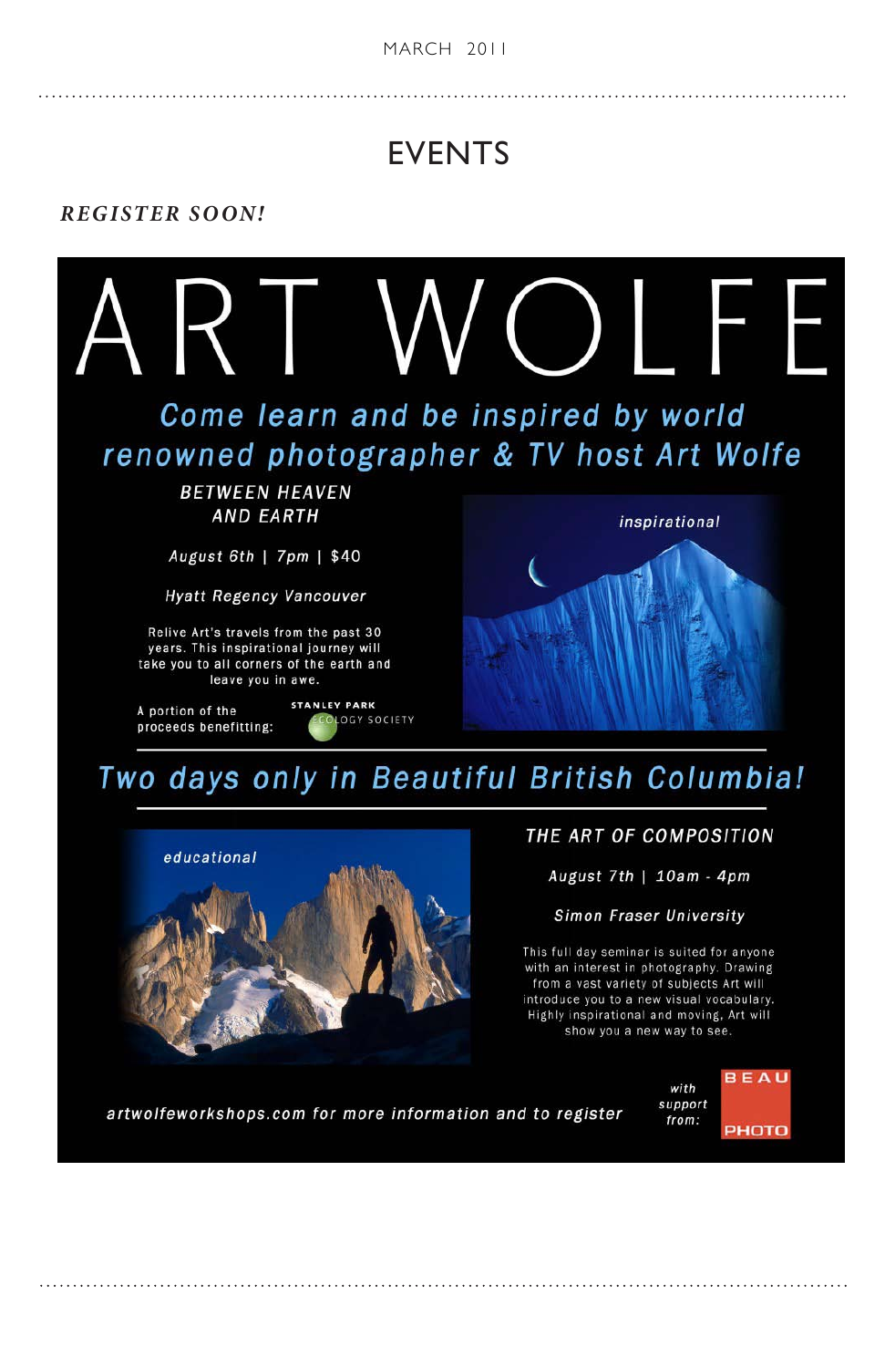# EVENTS

***REGISTER SOON!***

# ART WOLFE

## Come learn and be inspired by world renowned photographer & TV host Art Wolfe

### BETWEEN HEAVEN AND EARTH

*August 6th | 7pm | $40*

*Hyatt Regency Vancouver*

Relive Art's travels from the past 30 years. This inspirational journey will take you to all corners of the earth and leave you in awe.

A portion of the proceeds benefitting: STANLEY PARK ECOLOGY SOCIETY

*inspirational*

## Two days only in Beautiful British Columbia!

*educational*

### THE ART OF COMPOSITION

*August 7th | 10am - 4pm*

*Simon Fraser University*

This full day seminar is suited for anyone with an interest in photography. Drawing from a vast variety of subjects Art will introduce you to a new visual vocabulary. Highly inspirational and moving, Art will show you a new way to see.

*artwolfeworkshops.com for more information and to register*

*with support from:* BEAU PHOTO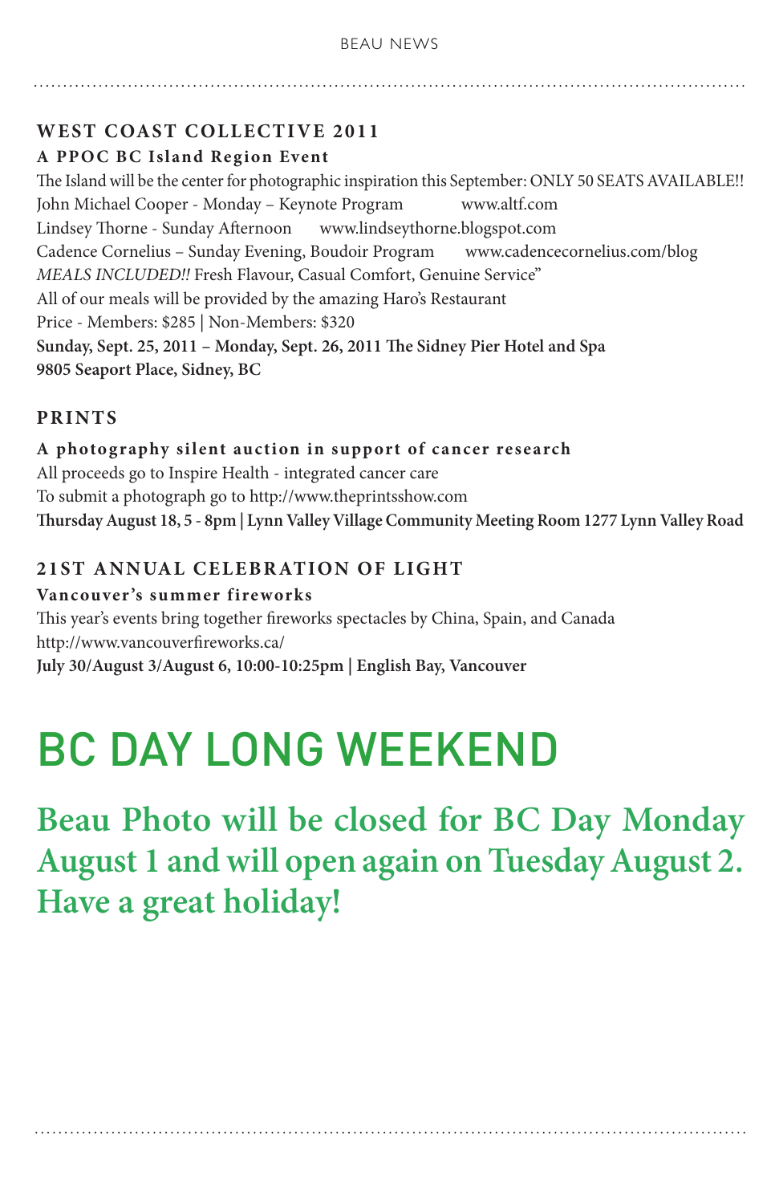## WEST COAST COLLECTIVE 2011

**A PPOC BC Island Region Event**

The Island will be the center for photographic inspiration this September: ONLY 50 SEATS AVAILABLE!!
John Michael Cooper - Monday – Keynote Program www.altf.com
Lindsey Thorne - Sunday Afternoon www.lindseythorne.blogspot.com
Cadence Cornelius – Sunday Evening, Boudoir Program www.cadencecornelius.com/blog
*MEALS INCLUDED!!* Fresh Flavour, Casual Comfort, Genuine Service"
All of our meals will be provided by the amazing Haro's Restaurant
Price - Members: $285 | Non-Members: $320
**Sunday, Sept. 25, 2011 – Monday, Sept. 26, 2011 The Sidney Pier Hotel and Spa**
**9805 Seaport Place, Sidney, BC**

## PRINTS

**A photography silent auction in support of cancer research**

All proceeds go to Inspire Health - integrated cancer care
To submit a photograph go to http://www.theprintsshow.com
**Thursday August 18, 5 - 8pm | Lynn Valley Village Community Meeting Room 1277 Lynn Valley Road**

## 21ST ANNUAL CELEBRATION OF LIGHT

**Vancouver's summer fireworks**

This year's events bring together fireworks spectacles by China, Spain, and Canada
http://www.vancouverfireworks.ca/
**July 30/August 3/August 6, 10:00-10:25pm | English Bay, Vancouver**

# BC DAY LONG WEEKEND

**Beau Photo will be closed for BC Day Monday August 1 and will open again on Tuesday August 2. Have a great holiday!**